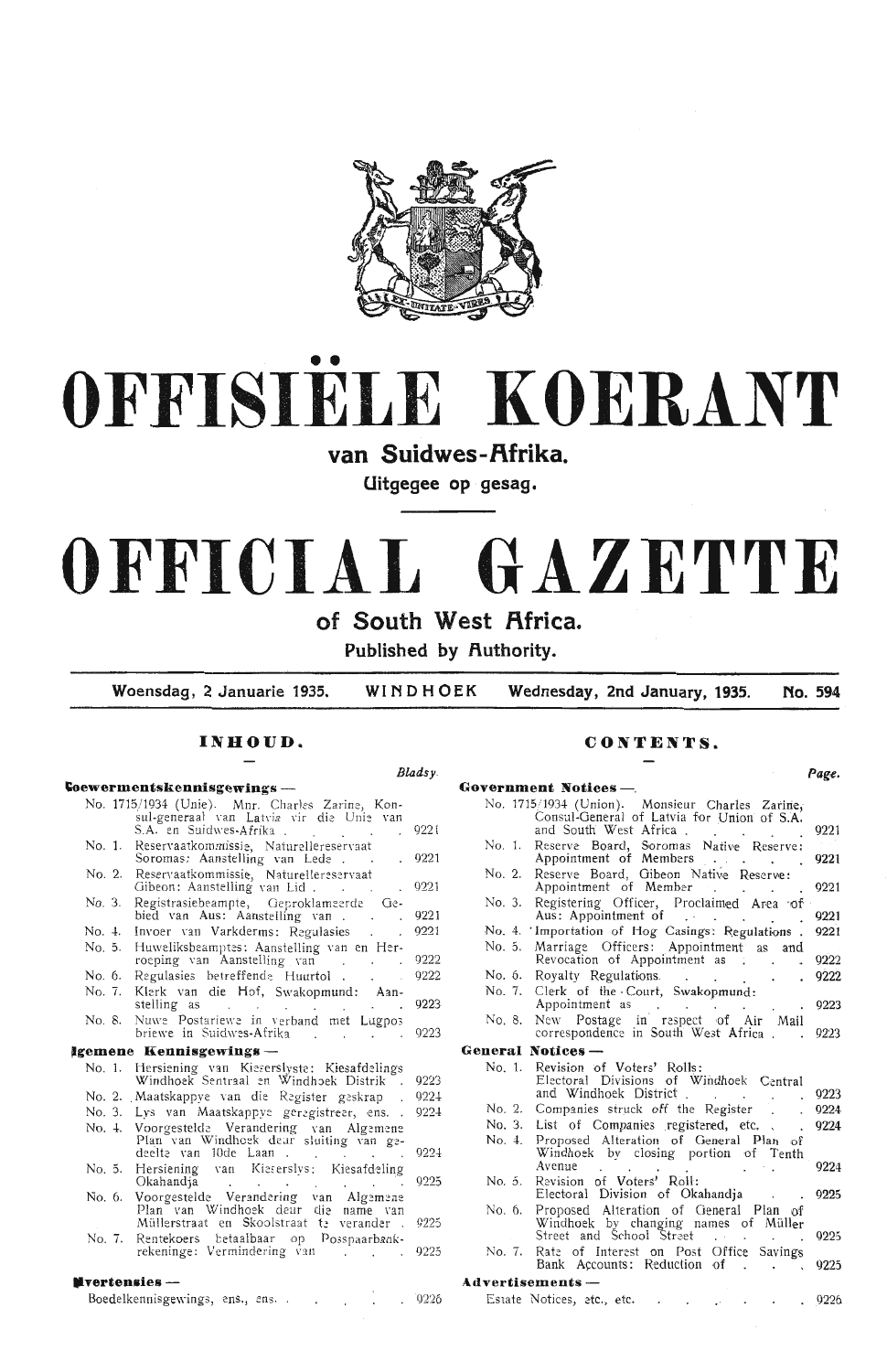# OFFISIËLE KOERANT

**van Suidwes-Afrika.**

**Uitgegee op gesag.**

# OFFICIAL GAZETTE

**of South West Africa.**

**Published by Authority.**

Woensdag, 2 Januarie 1935. WINDHOEK Wednesday, 2nd January, 1935. No. 594

## INHOUD.

| | Bladsy |
|---|---|
| **Goewermentskennisgewings —** | |
| No. 1715/1934 (Unie). Mnr. Charles Zarine, Konsul-generaal van Latvia vir die Unie van S.A. en Suidwes-Afrika | 9221 |
| No. 1. Reservaatkommissie, Naturellereservaat Soromas: Aanstelling van Lede | 9221 |
| No. 2. Reservaatkommissie, Naturellereservaat Gibeon: Aanstelling van Lid | 9221 |
| No. 3. Registrasiebeampte, Geproklameerde Gebied van Aus: Aanstelling van | 9221 |
| No. 4. Invoer van Varkderms: Regulasies | 9221 |
| No. 5. Huweliksbeamptes: Aanstelling van en Herroeping van Aanstelling van | 9222 |
| No. 6. Regulasies betreffende Huurtol | 9222 |
| No. 7. Klerk van die Hof, Swakopmund: Aanstelling as | 9223 |
| No. 8. Nuwe Postariewe in verband met Lugposbriewe in Suidwes-Afrika | 9223 |
| **Algemene Kennisgewings —** | |
| No. 1. Hersiening van Kieserslyste: Kiesafdelings Windhoek Sentraal en Windhoek Distrik | 9223 |
| No. 2. Maatskappye van die Register geskrap | 9224 |
| No. 3. Lys van Maatskappye geregistreer, ens. | 9224 |
| No. 4. Voorgestelde Verandering van Algemene Plan van Windhoek deur sluiting van gedeelte van 10de Laan | 9224 |
| No. 5. Hersiening van Kieserslys: Kiesafdeling Okahandja | 9225 |
| No. 6. Voorgestelde Verandering van Algemene Plan van Windhoek deur die name van Müllerstraat en Skoolstraat te verander | 9225 |
| No. 7. Rentekoers betaalbaar op Posspaarbankrekeninge: Vermindering van | 9225 |
| **Advertensies —** | |
| Boedelkennisgewings, ens., ens. | 9226 |

## CONTENTS.

| | Page. |
|---|---|
| **Government Notices —** | |
| No. 1715/1934 (Union). Monsieur Charles Zarine, Consul-General of Latvia for Union of S.A. and South West Africa | 9221 |
| No. 1. Reserve Board, Soromas Native Reserve: Appointment of Members | 9221 |
| No. 2. Reserve Board, Gibeon Native Reserve: Appointment of Member | 9221 |
| No. 3. Registering Officer, Proclaimed Area of Aus: Appointment of | 9221 |
| No. 4. Importation of Hog Casings: Regulations | 9221 |
| No. 5. Marriage Officers: Appointment as and Revocation of Appointment as | 9222 |
| No. 6. Royalty Regulations | 9222 |
| No. 7. Clerk of the Court, Swakopmund: Appointment as | 9223 |
| No. 8. New Postage in respect of Air Mail correspondence in South West Africa | 9223 |
| **General Notices —** | |
| No. 1. Revision of Voters' Rolls: Electoral Divisions of Windhoek Central and Windhoek District | 9223 |
| No. 2. Companies struck off the Register | 9224 |
| No. 3. List of Companies registered, etc. | 9224 |
| No. 4. Proposed Alteration of General Plan of Windhoek by closing portion of Tenth Avenue | 9224 |
| No. 5. Revision of Voters' Roll: Electoral Division of Okahandja | 9225 |
| No. 6. Proposed Alteration of General Plan of Windhoek by changing names of Müller Street and School Street | 9225 |
| No. 7. Rate of Interest on Post Office Savings Bank Accounts: Reduction of | 9225 |
| **Advertisements —** | |
| Estate Notices, etc., etc. | 9226 |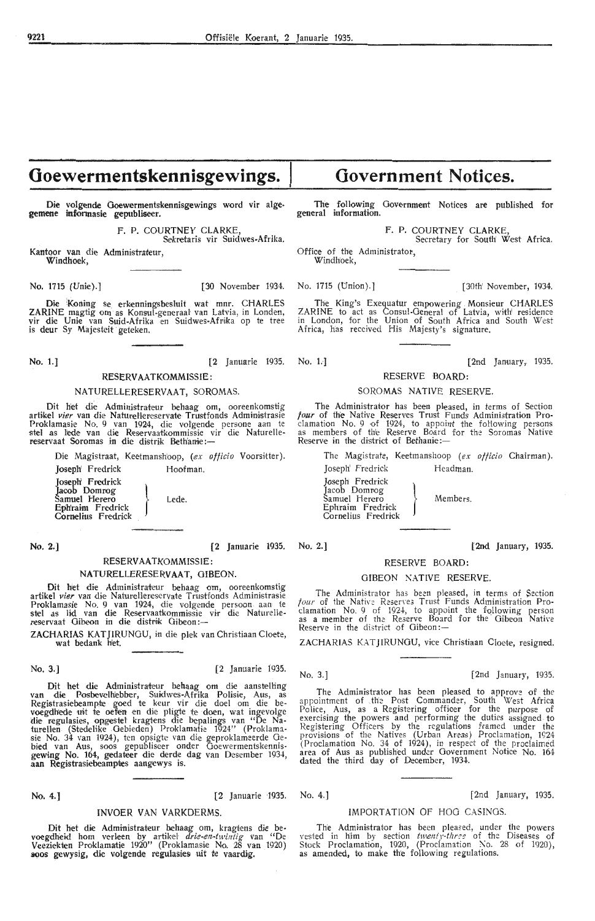# Goewermentskennisgewings.

Die volgende Goewermentskennisgewings word vir algemene informasie gepubliseer.

F. P. COURTNEY CLARKE,
Sekretaris vir Suidwes-Afrika.

Kantoor van die Administrateur,
Windhoek,

No. 1715 (Unie).] [30 November 1934.

Die Koning se erkenningsbesluit wat mnr. CHARLES ZARINE magtig om as Konsul-generaal van Latvia, in Londen, vir die Unie van Suid-Afrika en Suidwes-Afrika op te tree is deur Sy Majesteit geteken.

No. 1.] [2 Januarie 1935.

RESERVAATKOMMISSIE:

NATURELLERESERVAAT, SOROMAS.

Dit het die Administrateur behaag om, ooreenkomstig artikel *vier* van die Naturellereservate Trustfonds Administrasie Proklamasie No. 9 van 1924, die volgende persone aan te stel as lede van die Reservaatkommissie vir die Naturellereservaat Soromas in die distrik Bethanie:—

Die Magistraat, Keetmanshoop, (*ex officio* Voorsitter).

Joseph Fredrick — Hoofman.

Joseph Fredrick
Jacob Domrog
Samuel Herero
Ephraim Fredrick
Cornelius Fredrick
} Lede.

No. 2.] [2 Januarie 1935.

RESERVAATKOMMISSIE:

NATURELLERESERVAAT, GIBEON.

Dit het die Administrateur behaag om, ooreenkomstig artikel *vier* van die Naturellereservate Trustfonds Administrasie Proklamasie No. 9 van 1924, die volgende persoon aan te stel as lid van die Reservaatkommissie vir die Naturellereservaat Gibeon in die distrik Gibeon:—

ZACHARIAS KATJIRUNGU, in die plek van Christiaan Cloete, wat bedank het.

No. 3.] [2 Januarie 1935.

Dit het die Administrateur behaag om die aanstelling van die Posbevelhebber, Suidwes-Afrika Polisie, Aus, as Registrasiebeampte goed te keur vir die doel om die bevoegdhede uit te oefen en die pligte te doen, wat ingevolge die regulasies, opgestel kragtens die bepalings van "De Naturellen (Stedelike Gebieden) Proklamatie 1924" (Proklamasie No. 34 van 1924), ten opsigte van die geproklameerde Gebied van Aus, soos gepubliseer onder Goewermentskennisgewing No. 164, gedateer die derde dag van Desember 1934, aan Registrasiebeamptes aangewys is.

No. 4.] [2 Januarie 1935.

INVOER VAN VARKDERMS.

Dit het die Administrateur behaag om, kragtens die bevoegdheid hom verleen by artikel *drie-en-twintig* van "De Veeziekten Proklamatie 1920" (Proklamasie No. 28 van 1920) soos gewysig, die volgende regulasies uit te vaardig.

# Government Notices.

The following Government Notices are published for general information.

F. P. COURTNEY CLARKE,
Secretary for South West Africa.

Office of the Administrator,
Windhoek,

No. 1715 (Union).] [30th November, 1934.

The King's Exequatur empowering Monsieur CHARLES ZARINE to act as Consul-General of Latvia, with residence in London, for the Union of South Africa and South West Africa, has received His Majesty's signature.

No. 1.] [2nd January, 1935.

RESERVE BOARD:

SOROMAS NATIVE RESERVE.

The Administrator has been pleased, in terms of Section *four* of the Native Reserves Trust Funds Administration Proclamation No. 9 of 1924, to appoint the following persons as members of the Reserve Board for the Soromas Native Reserve in the district of Bethanie:—

The Magistrate, Keetmanshoop (*ex officio* Chairman).

Joseph Fredrick — Headman.

Joseph Fredrick
Jacob Domrog
Samuel Herero
Ephraim Fredrick
Cornelius Fredrick
} Members.

No. 2.] [2nd January, 1935.

RESERVE BOARD:

GIBEON NATIVE RESERVE.

The Administrator has been pleased, in terms of Section *four* of the Native Reserves Trust Funds Administration Proclamation No. 9 of 1924, to appoint the following person as a member of the Reserve Board for the Gibeon Native Reserve in the district of Gibeon:—

ZACHARIAS KATJIRUNGU, vice Christiaan Cloete, resigned.

No. 3.] [2nd January, 1935.

The Administrator has been pleased to approve of the appointment of the Post Commander, South West Africa Police, Aus, as a Registering officer for the purpose of exercising the powers and performing the duties assigned to Registering Officers by the regulations framed under the provisions of the Natives (Urban Areas) Proclamation, 1924 (Proclamation No. 34 of 1924), in respect of the proclaimed area of Aus as published under Government Notice No. 164 dated the third day of December, 1934.

No. 4.] [2nd January, 1935.

IMPORTATION OF HOG CASINGS.

The Administrator has been pleased, under the powers vested in him by section *twenty-three* of the Diseases of Stock Proclamation, 1920, (Proclamation No. 28 of 1920), as amended, to make the following regulations.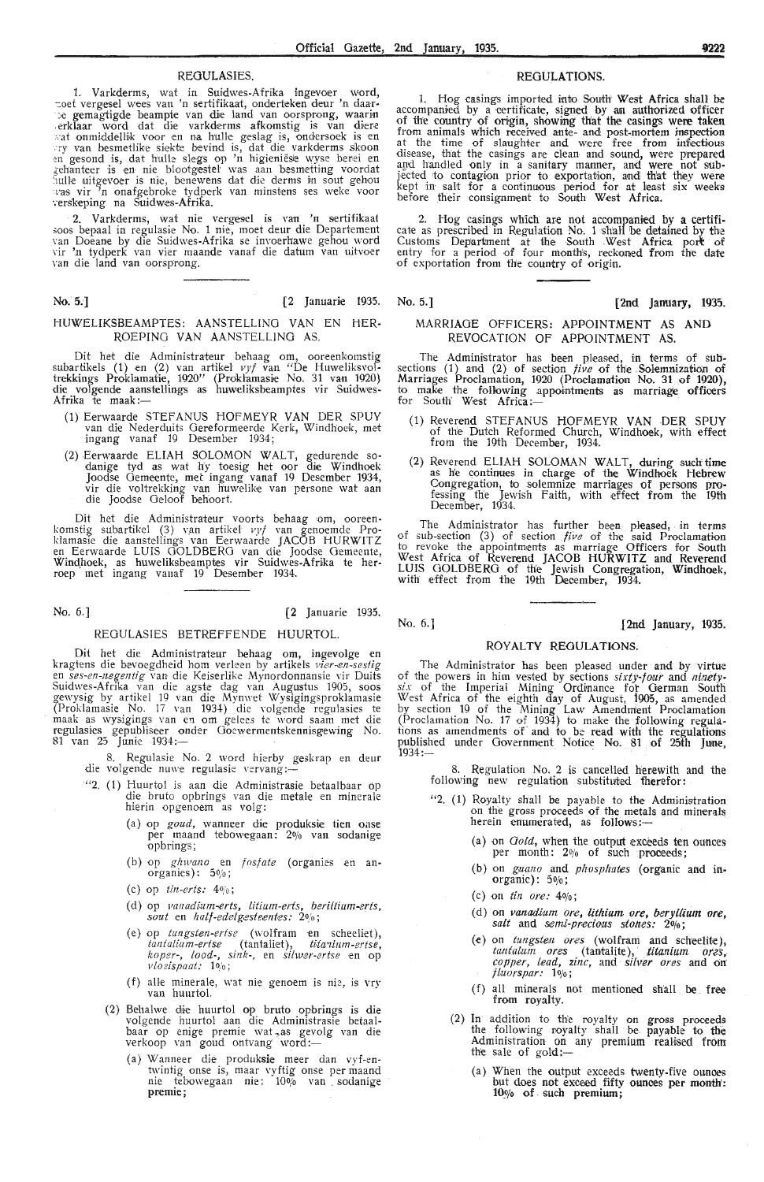## REGULASIES.

1. Varkderms, wat in Suidwes-Afrika ingevoer word, moet vergesel wees van 'n sertifikaat, onderteken deur 'n daartoe gemagtigde beampte van die land van oorsprong, waarin verklaar word dat die varkderms afkomstig is van diere wat onmiddellik voor en na hulle geslag is, ondersoek is en vry van besmetlike siekte bevind is, dat die varkderms skoon en gesond is, dat hulle slegs op 'n higieniese wyse berei en gehanteer is en nie blootgestel was aan besmetting voordat hulle uitgevoer is nie, benewens dat die derms in sout gehou was vir 'n onafgebroke tydperk van minstens ses weke voor verskeping na Suidwes-Afrika.

2. Varkderms, wat nie vergesel is van 'n sertifikaat soos bepaal in regulasie No. 1 nie, moet deur die Departement van Doeane by die Suidwes-Afrika se invoerhawe gehou word vir 'n tydperk van vier maande vanaf die datum van uitvoer van die land van oorsprong.

---

No. 5.] [2 Januarie 1935.

## HUWELIKSBEAMPTES: AANSTELLING VAN EN HERROEPING VAN AANSTELLING AS.

Dit het die Administrateur behaag om, ooreenkomstig subartikels (1) en (2) van artikel *vyf* van "De Huweliksvoltrekkings Proklamatie, 1920" (Proklamasie No. 31 van 1920) die volgende aanstellings as huweliksbeamptes vir Suidwes-Afrika te maak:—

(1) Eerwaarde STEFANUS HOFMEYR VAN DER SPUY van die Nederduits Gereformeerde Kerk, Windhoek, met ingang vanaf 19 Desember 1934;

(2) Eerwaarde ELIAH SOLOMON WALT, gedurende sodanige tyd as wat hy toesig het oor die Windhoek Joodse Gemeente, met ingang vanaf 19 Desember 1934, vir die voltrekking van huwelike van persone wat aan die Joodse Geloof behoort.

Dit het die Administrateur voorts behaag om, ooreenkomstig subartikel (3) van artikel *vyf* van genoemde Proklamasie die aanstellings van Eerwaarde JACOB HURWITZ en Eerwaarde LUIS GOLDBERG van die Joodse Gemeente, Windhoek, as huweliksbeamptes vir Suidwes-Afrika te herroep met ingang vanaf 19 Desember 1934.

---

No. 6.] [2 Januarie 1935.

## REGULASIES BETREFFENDE HUURTOL.

Dit het die Administrateur behaag om, ingevolge en kragtens die bevoegdheid hom verleen by artikels *vier-en-sestig* en *ses-en-negentig* van die Keiserlike Mynordonnansie vir Duits Suidwes-Afrika van die agste dag van Augustus 1905, soos gewysig by artikel 19 van die Mynwet Wysigingsproklamasie (Proklamasie No. 17 van 1934) die volgende regulasies te maak as wysigings van en om gelees te word saam met die regulasies gepubliseer onder Goewermentskennisgewing No. 81 van 25 Junie 1934:—

8. Regulasie No. 2 word hierby geskrap en deur die volgende nuwe regulasie vervang:—

"2. (1) Huurtol is aan die Administrasie betaalbaar op die bruto opbrings van die metale en minerale hierin opgenoem as volg:

(a) op *goud*, wanneer die produksie tien onse per maand tebowegaan: 2% van sodanige opbrings;

(b) op *ghwano* en *fosfate* (organies en anorganies): 5%;

(c) op *tin-erts:* 4%;

(d) op *vanadium-erts, litium-erts, berillium-erts, sout* en *half-edelgesteentes:* 2%;

(e) op *tungsten-ertse* (wolfram en scheeliet), *tantalium-ertse* (tantaliet), *titanium-ertse, koper-, lood-, sink-,* en *silwer-ertse* en op *vloeispaat:* 1%;

(f) alle minerale, wat nie genoem is nie, is vry van huurtol.

(2) Behalwe die huurtol op bruto opbrings is die volgende huurtol aan die Administrasie betaalbaar op enige premie wat as gevolg van die verkoop van goud ontvang word:—

(a) Wanneer die produksie meer dan vyf-en-twintig onse is, maar vyftig onse per maand nie tebowegaan nie: 10% van sodanige premie;

## REGULATIONS.

1. Hog casings imported into South West Africa shall be accompanied by a certificate, signed by an authorized officer of the country of origin, showing that the casings were taken from animals which received ante- and post-mortem inspection at the time of slaughter and were free from infectious disease, that the casings are clean and sound, were prepared and handled only in a sanitary manner, and were not subjected to contagion prior to exportation, and that they were kept in salt for a continuous period for at least six weeks before their consignment to South West Africa.

2. Hog casings which are not accompanied by a certificate as prescribed in Regulation No. 1 shall be detained by the Customs Department at the South West Africa port of entry for a period of four months, reckoned from the date of exportation from the country of origin.

---

No. 5.] [2nd January, 1935.

## MARRIAGE OFFICERS: APPOINTMENT AS AND REVOCATION OF APPOINTMENT AS.

The Administrator has been pleased, in terms of subsections (1) and (2) of section *five* of the Solemnization of Marriages Proclamation, 1920 (Proclamation No. 31 of 1920), to make the following appointments as marriage officers for South West Africa:—

(1) Reverend STEFANUS HOFMEYR VAN DER SPUY of the Dutch Reformed Church, Windhoek, with effect from the 19th December, 1934.

(2) Reverend ELIAH SOLOMAN WALT, during such time as he continues in charge of the Windhoek Hebrew Congregation, to solemnize marriages of persons professing the Jewish Faith, with effect from the 19th December, 1934.

The Administrator has further been pleased, in terms of sub-section (3) of section *five* of the said Proclamation to revoke the appointments as marriage Officers for South West Africa of Reverend JACOB HURWITZ and Reverend LUIS GOLDBERG of the Jewish Congregation, Windhoek, with effect from the 19th December, 1934.

---

No. 6.] [2nd January, 1935.

## ROYALTY REGULATIONS.

The Administrator has been pleased under and by virtue of the powers in him vested by sections *sixty-four* and *ninety-six* of the Imperial Mining Ordinance for German South West Africa of the eighth day of August, 1905, as amended by section 19 of the Mining Law Amendment Proclamation (Proclamation No. 17 of 1934) to make the following regulations as amendments of and to be read with the regulations published under Government Notice No. 81 of 25th June, 1934:—

8. Regulation No. 2 is cancelled herewith and the following new regulation substituted therefor:

"2. (1) Royalty shall be payable to the Administration on the gross proceeds of the metals and minerals herein enumerated, as follows:—

(a) on *Gold*, when the output exceeds ten ounces per month: 2% of such proceeds;

(b) on *guano* and *phosphates* (organic and inorganic): 5%;

(c) on *tin ore:* 4%;

(d) on *vanadium ore, lithium ore, beryllium ore, salt* and *semi-precious stones:* 2%;

(e) on *tungsten ores* (wolfram and scheelite), *tantalum ores* (tantalite), *titanium ores, copper, lead, zinc,* and *silver ores* and on *fluorspar:* 1%;

(f) all minerals not mentioned shall be free from royalty.

(2) In addition to the royalty on gross proceeds the following royalty shall be payable to the Administration on any premium realised from the sale of gold:—

(a) When the output exceeds twenty-five ounces but does not exceed fifty ounces per month: 10% of such premium;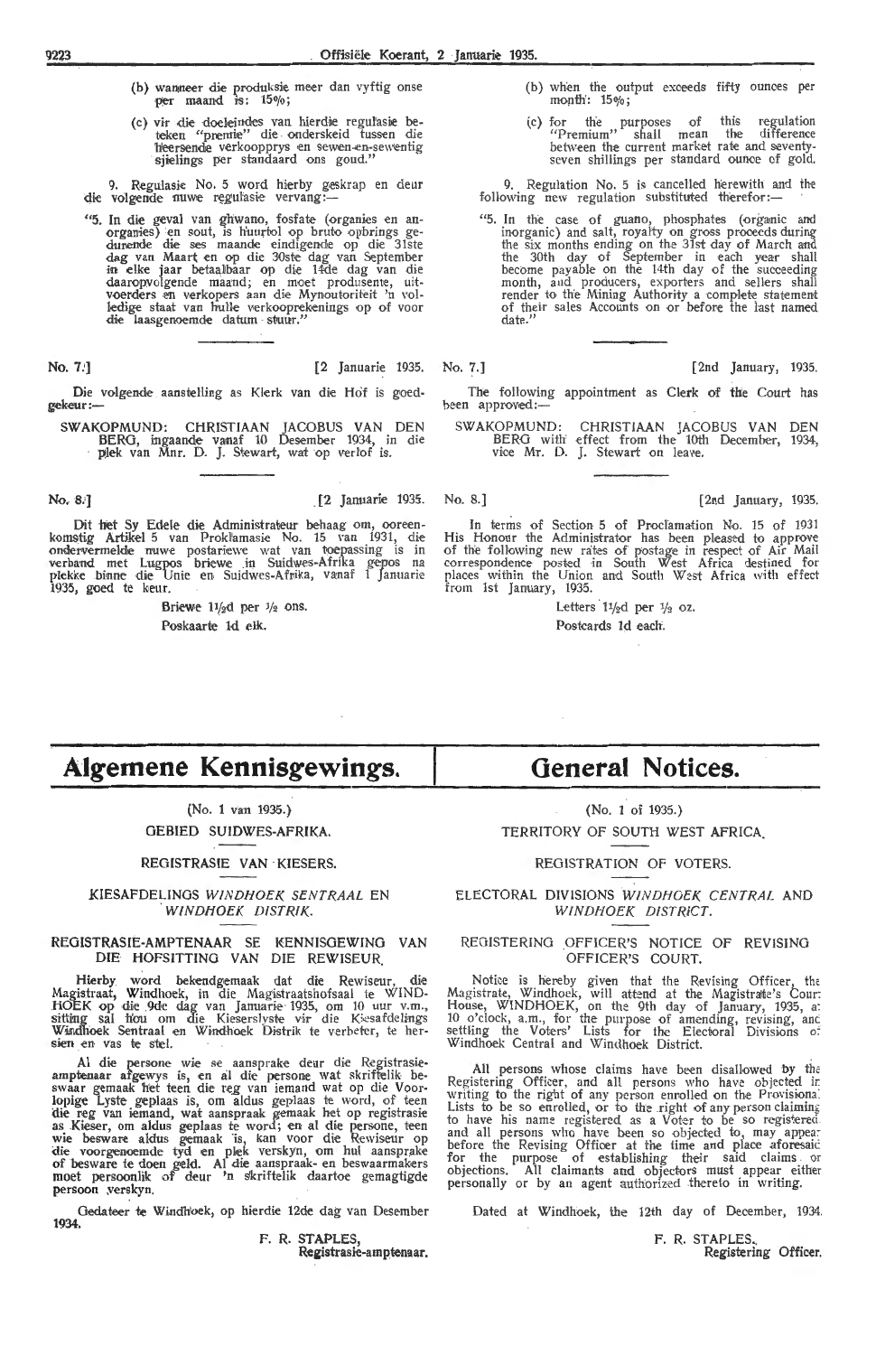(b) wanneer die produksie meer dan vyftig onse per maand is: 15%;

(c) vir die doeleindes van hierdie regulasie beteken "premie" die onderskeid tussen die heersende verkoopprys en sewe-en-sewentig sjielings per standaard ons goud."

9. Regulasie No. 5 word hierby geskrap en deur die volgende nuwe regulasie vervang:—

"5. In die geval van ghwano, fosfate (organies en anorganies) en sout, is huurtol op bruto opbrings gedurende die ses maande eindigende op die 31ste dag van Maart en op die 30ste dag van September in elke jaar betaalbaar op die 14de dag van die daaropvolgende maand; en moet produsente, uitvoerders en verkopers aan die Mynoutoriteit 'n volledige staat van hulle verkooprekenings op of voor die laasgenoemde datum stuur."

(b) when the output exceeds fifty ounces per month: 15%;

(c) for the purposes of this regulation "Premium" shall mean the difference between the current market rate and seventy-seven shillings per standard ounce of gold.

9. Regulation No. 5 is cancelled herewith and the following new regulation substituted therefor:—

"5. In the case of guano, phosphates (organic and inorganic) and salt, royalty on gross proceeds during the six months ending on the 31st day of March and the 30th day of September in each year shall become payable on the 14th day of the succeeding month, and producers, exporters and sellers shall render to the Mining Authority a complete statement of their sales Accounts on or before the last named date."

No. 7.] [2 Januarie 1935.

Die volgende aanstelling as Klerk van die Hof is goedgekeur:—

SWAKOPMUND: CHRISTIAAN JACOBUS VAN DEN BERG, ingaande vanaf 10 Desember 1934, in die plek van Mnr. D. J. Stewart, wat op verlof is.

No. 7.] [2nd January, 1935.

The following appointment as Clerk of the Court has been approved:—

SWAKOPMUND: CHRISTIAAN JACOBUS VAN DEN BERG with effect from the 10th December, 1934, vice Mr. D. J. Stewart on leave.

No. 8.] [2 Januarie 1935.

Dit het Sy Edele die Administrateur behaag om, ooreenkomstig Artikel 5 van Proklamasie No. 15 van 1931, die ondervermelde nuwe postariewe wat van toepassing is in verband met Lugpos briewe in Suidwes-Afrika gepos na plekke binne die Unie en Suidwes-Afrika, vanaf 1 Januarie 1935, goed te keur.

Briewe 1½d per ½ ons.

Poskaarte 1d elk.

No. 8.] [2nd January, 1935.

In terms of Section 5 of Proclamation No. 15 of 1931 His Honour the Administrator has been pleased to approve of the following new rates of postage in respect of Air Mail correspondence posted in South West Africa destined for places within the Union and South West Africa with effect from 1st January, 1935.

Letters 1½d per ½ oz.

Postcards 1d each.

# Algemene Kennisgewings.

(No. 1 van 1935.)

GEBIED SUIDWES-AFRIKA.

REGISTRASIE VAN KIESERS.

KIESAFDELINGS *WINDHOEK SENTRAAL* EN *WINDHOEK DISTRIK*.

REGISTRASIE-AMPTENAAR SE KENNISGEWING VAN DIE HOFSITTING VAN DIE REWISEUR.

Hierby word bekendgemaak dat die Rewiseur, die Magistraat, Windhoek, in die Magistraatshofsaal te WINDHOEK op die 9de dag van Januarie 1935, om 10 uur v.m., sitting sal hou om die Kieserslyste vir die Kiesafdelings Windhoek Sentraal en Windhoek Distrik te verbeter, te hersien en vas te stel.

Al die persone wie se aansprake deur die Registrasie-amptenaar afgewys is, en al die persone wat skriftelik beswaar gemaak het teen die reg van iemand wat op die Voorlopige Lyste geplaas is, om aldus geplaas te word, of teen die reg van iemand, wat aanspraak gemaak het op registrasie as Kieser, om aldus geplaas te word; en al die persone, teen wie besware aldus gemaak is, kan voor die Rewiseur op die voorgenoemde tyd en plek verskyn, om hul aansprake of besware te doen geld. Al die aanspraak- en beswaarmakers moet persoonlik of deur 'n skriftelik daartoe gemagtigde persoon verskyn.

Gedateer te Windhoek, op hierdie 12de dag van Desember 1934.

F. R. STAPLES,
Registrasie-amptenaar.

# General Notices.

(No. 1 of 1935.)

TERRITORY OF SOUTH WEST AFRICA.

REGISTRATION OF VOTERS.

ELECTORAL DIVISIONS *WINDHOEK CENTRAL* AND *WINDHOEK DISTRICT*.

REGISTERING OFFICER'S NOTICE OF REVISING OFFICER'S COURT.

Notice is hereby given that the Revising Officer, the Magistrate, Windhoek, will attend at the Magistrate's Court House, WINDHOEK, on the 9th day of January, 1935, at 10 o'clock, a.m., for the purpose of amending, revising, and settling the Voters' Lists for the Electoral Divisions of Windhoek Central and Windhoek District.

All persons whose claims have been disallowed by the Registering Officer, and all persons who have objected in writing to the right of any person enrolled on the Provisional Lists to be so enrolled, or to the right of any person claiming to have his name registered as a Voter to be so registered and all persons who have been so objected to, may appear before the Revising Officer at the time and place aforesaid for the purpose of establishing their said claims or objections. All claimants and objectors must appear either personally or by an agent authorized thereto in writing.

Dated at Windhoek, the 12th day of December, 1934.

F. R. STAPLES,
Registering Officer.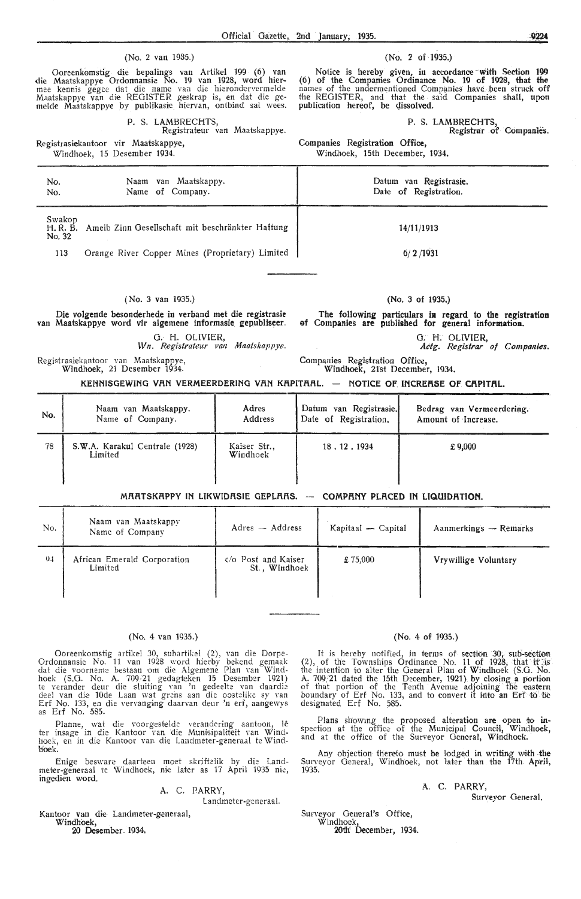(No. 2 van 1935.)

Ooreenkomstig die bepalings van Artikel 199 (6) van die Maatskappye Ordonnansie No. 19 van 1928, word hiermee kennis gegee dat die name van die hierondervermelde Maatskappye van die REGISTER geskrap is, en dat die gemelde Maatskappye by publikasie hiervan, ontbind sal wees.

P. S. LAMBRECHTS,
Registrateur van Maatskappye.

Registrasiekantoor vir Maatskappye,
Windhoek, 15 Desember 1934.

(No. 2 of 1935.)

Notice is hereby given, in accordance with Section 199 (6) of the Companies Ordinance No. 19 of 1928, that the names of the undermentioned Companies have been struck off the REGISTER, and that the said Companies shall, upon publication hereof, be dissolved.

P. S. LAMBRECHTS,
Registrar of Companies.

Companies Registration Office,
Windhoek, 15th December, 1934.

| No. / No. | Naam van Maatskappy. / Name of Company. | Datum van Registrasie. / Date of Registration. |
|---|---|---|
| Swakop H. R. B. No. 32 | Ameib Zinn Gesellschaft mit beschränkter Haftung | 14/11/1913 |
| 113 | Orange River Copper Mines (Proprietary) Limited | 6/2/1931 |

(No. 3 van 1935.)

**Die volgende besonderhede in verband met die registrasie van Maatskappye word vir algemene informasie gepubliseer.**

G. H. OLIVIER,
*Wn. Registrateur van Maatskappye.*

Registrasiekantoor van Maatskappye,
Windhoek, 21 Desember 1934.

(No. 3 of 1935.)

**The following particulars in regard to the registration of Companies are published for general information.**

G. H. OLIVIER,
*Actg. Registrar of Companies.*

Companies Registration Office,
Windhoek, 21st December, 1934.

**KENNISGEWING VAN VERMEERDERING VAN KAPITAAL. — NOTICE OF INCREASE OF CAPITAL.**

| No. | Naam van Maatskappy. Name of Company. | Adres Address | Datum van Registrasie. Date of Registration. | Bedrag van Vermeerdering. Amount of Increase. |
|---|---|---|---|---|
| 78 | S.W.A. Karakul Centrale (1928) Limited | Kaiser Str., Windhoek | 18.12.1934 | £ 9,000 |

**MAATSKAPPY IN LIKWIDASIE GEPLAAS. — COMPANY PLACED IN LIQUIDATION.**

| No. | Naam van Maatskappy Name of Company | Adres — Address | Kapitaal — Capital | Aanmerkings — Remarks |
|---|---|---|---|---|
| 94 | African Emerald Corporation Limited | c/o Post and Kaiser St., Windhoek | £ 75,000 | Vrywillige Voluntary |

(No. 4 van 1935.)

Ooreenkomstig artikel 30, subartikel (2), van die Dorpe-Ordonnansie No. 11 van 1928 word hierby bekend gemaak dat die voorneme bestaan om die Algemene Plan van Windhoek (S.G. No. A. 709/21 gedagteken 15 Desember 1921) te verander deur die sluiting van 'n gedeelte van daardie deel van die 10de Laan wat grens aan die oostelike sy van Erf No. 133, en die vervanging daarvan deur 'n erf, aangewys as Erf No. 585.

Planne, wat die voorgestelde verandering aantoon, lê ter insage in die Kantoor van die Munisipaliteit van Windhoek, en in die Kantoor van die Landmeter-generaal te Windhoek.

Enige besware daarteen moet skriftelik by die Landmeter-generaal te Windhoek, nie later as 17 April 1935 nie, ingedien word.

A. C. PARRY,
Landmeter-generaal.

Kantoor van die Landmeter-generaal,
Windhoek,
20 Desember 1934.

(No. 4 of 1935.)

It is hereby notified, in terms of section 30, sub-section (2), of the Townships Ordinance No. 11 of 1928, that it is the intention to alter the General Plan of Windhoek (S.G. No. A. 709/21 dated the 15th December, 1921) by closing a portion of that portion of the Tenth Avenue adjoining the eastern boundary of Erf No. 133, and to convert it into an Erf to be designated Erf No. 585.

Plans showing the proposed alteration are open to inspection at the office of the Municipal Council, Windhoek, and at the office of the Surveyor General, Windhoek.

Any objection thereto must be lodged in writing with the Surveyor General, Windhoek, not later than the 17th April, 1935.

A. C. PARRY,
Surveyor General.

Surveyor General's Office,
Windhoek,
20th December, 1934.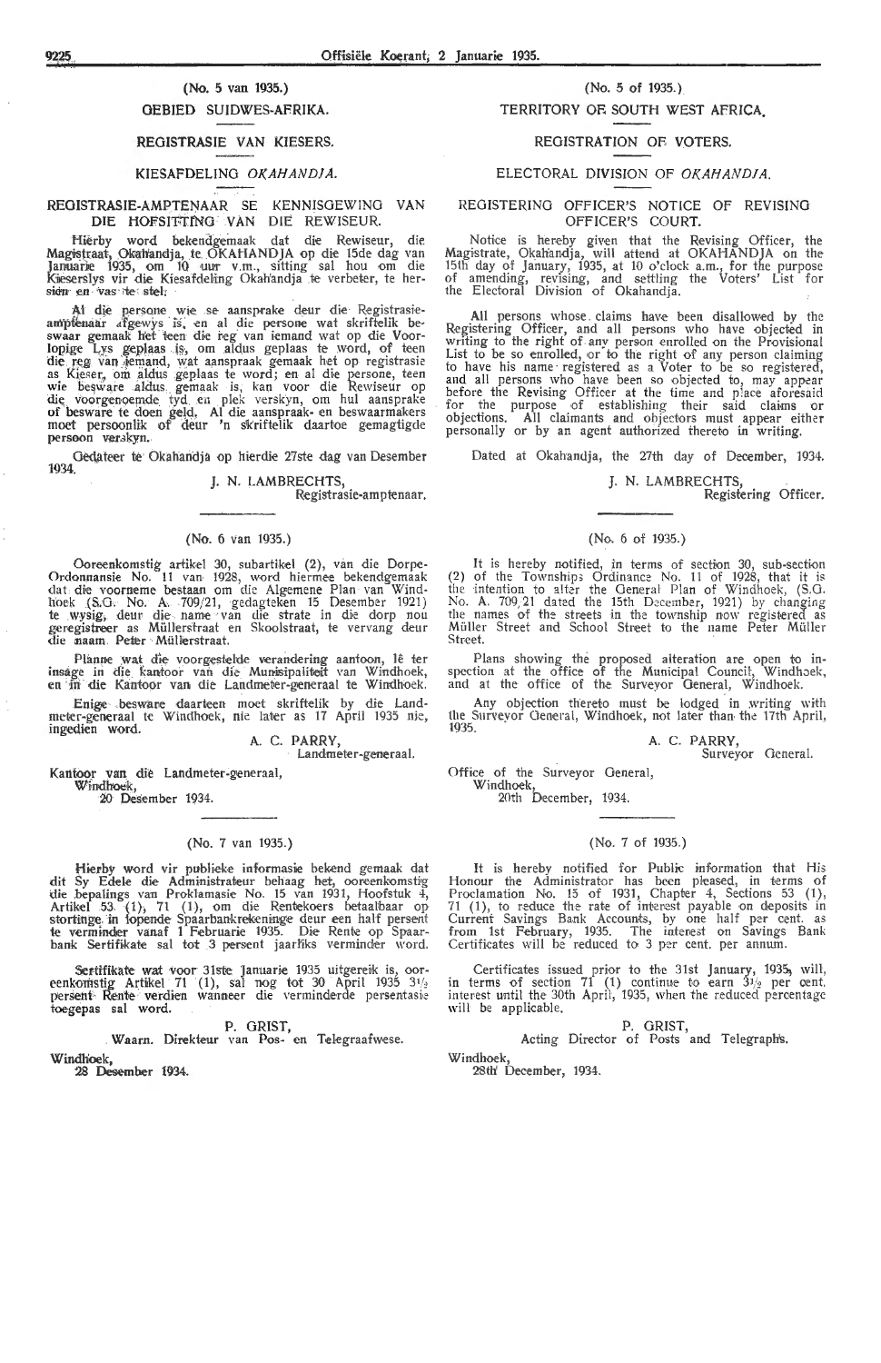(No. 5 van 1935.)

GEBIED SUIDWES-AFRIKA.

REGISTRASIE VAN KIESERS.

KIESAFDELING *OKAHANDJA.*

REGISTRASIE-AMPTENAAR SE KENNISGEWING VAN DIE HOFSITTING VAN DIE REWISEUR.

Hierby word bekendgemaak dat die Rewiseur, die Magistraat, Okahandja, te OKAHANDJA op die 15de dag van Januarie 1935, om 10 uur v.m., sitting sal hou om die Kieserslys vir die Kiesafdeling Okahandja te verbeter, te hersien en vas te stel.

Al die persone wie se aansprake deur die Registrasie-amptenaar afgewys is, en al die persone wat skriftelik beswaar gemaak het teen die reg van iemand wat op die Voorlopige Lys geplaas is, om aldus geplaas te word, of teen die reg van iemand, wat aanspraak gemaak het op registrasie as Kieser, om aldus geplaas te word; en al die persone, teen wie besware aldus gemaak is, kan voor die Rewiseur op die voorgenoemde tyd en plek verskyn, om hul aansprake of besware te doen geld. Al die aanspraak- en beswaarmakers moet persoonlik of deur 'n skriftelik daartoe gemagtigde persoon verskyn.

Gedateer te Okahandja op hierdie 27ste dag van Desember 1934.

J. N. LAMBRECHTS,
Registrasie-amptenaar.

---

(No. 5 of 1935.)

TERRITORY OF SOUTH WEST AFRICA.

REGISTRATION OF VOTERS.

ELECTORAL DIVISION OF *OKAHANDJA.*

REGISTERING OFFICER'S NOTICE OF REVISING OFFICER'S COURT.

Notice is hereby given that the Revising Officer, the Magistrate, Okahandja, will attend at OKAHANDJA on the 15th day of January, 1935, at 10 o'clock a.m., for the purpose of amending, revising, and settling the Voters' List for the Electoral Division of Okahandja.

All persons whose claims have been disallowed by the Registering Officer, and all persons who have objected in writing to the right of any person enrolled on the Provisional List to be so enrolled, or to the right of any person claiming to have his name registered as a Voter to be so registered, and all persons who have been so objected to, may appear before the Revising Officer at the time and place aforesaid for the purpose of establishing their said claims or objections. All claimants and objectors must appear either personally or by an agent authorized thereto in writing.

Dated at Okahandja, the 27th day of December, 1934.

J. N. LAMBRECHTS,
Registering Officer.

---

(No. 6 van 1935.)

Ooreenkomstig artikel 30, subartikel (2), van die Dorpe-Ordonnansie No. 11 van 1928, word hiermee bekendgemaak dat die voorneme bestaan om die Algemene Plan van Windhoek (S.G. No. A. 709/21, gedagteken 15 Desember 1921) te wysig, deur die name van die strate in die dorp nou geregistreer as Müllerstraat en Skoolstraat, te vervang deur die naam Peter Müllerstraat.

Planne wat die voorgestelde verandering aantoon, lê ter insage in die kantoor van die Munisipaliteit van Windhoek, en in die Kantoor van die Landmeter-generaal te Windhoek.

Enige besware daarteen moet skriftelik by die Landmeter-generaal te Windhoek, nie later as 17 April 1935 nie, ingedien word.

A. C. PARRY,
Landmeter-generaal.

Kantoor van die Landmeter-generaal,
Windhoek,
20 Desember 1934.

---

(No. 6 of 1935.)

It is hereby notified, in terms of section 30, sub-section (2) of the Townships Ordinance No. 11 of 1928, that it is the intention to alter the General Plan of Windhoek, (S.G. No. A. 709/21 dated the 15th December, 1921) by changing the names of the streets in the township now registered as Müller Street and School Street to the name Peter Müller Street.

Plans showing the proposed alteration are open to inspection at the office of the Municipal Council, Windhoek, and at the office of the Surveyor General, Windhoek.

Any objection thereto must be lodged in writing with the Surveyor General, Windhoek, not later than the 17th April, 1935.

A. C. PARRY,
Surveyor General.

Office of the Surveyor General,
Windhoek,
20th December, 1934.

---

(No. 7 van 1935.)

Hierby word vir publieke informasie bekend gemaak dat dit Sy Edele die Administrateur behaag het, ooreenkomstig die bepalings van Proklamasie No. 15 van 1931, Hoofstuk 4, Artikel 53 (1), 71 (1), om die Rentekoers betaalbaar op stortinge in lopende Spaarbankrekeninge deur een half persent te verminder vanaf 1 Februarie 1935. Die Rente op Spaarbank Sertifikate sal tot 3 persent jaarliks verminder word.

Sertifikate wat voor 31ste Januarie 1935 uitgereik is, ooreenkomstig Artikel 71 (1), sal nog tot 30 April 1935 3½ persent Rente verdien wanneer die verminderde persentasie toegepas sal word.

P. GRIST,
Waarn. Direkteur van Pos- en Telegraafwese.

Windhoek,
28 Desember 1934.

---

(No. 7 of 1935.)

It is hereby notified for Public information that His Honour the Administrator has been pleased, in terms of Proclamation No. 15 of 1931, Chapter 4, Sections 53 (1), 71 (1), to reduce the rate of interest payable on deposits in Current Savings Bank Accounts, by one half per cent. as from 1st February, 1935. The interest on Savings Bank Certificates will be reduced to 3 per cent. per annum.

Certificates issued prior to the 31st January, 1935, will, in terms of section 71 (1) continue to earn 3½ per cent. interest until the 30th April, 1935, when the reduced percentage will be applicable.

P. GRIST,
Acting Director of Posts and Telegraphs.

Windhoek,
28th December, 1934.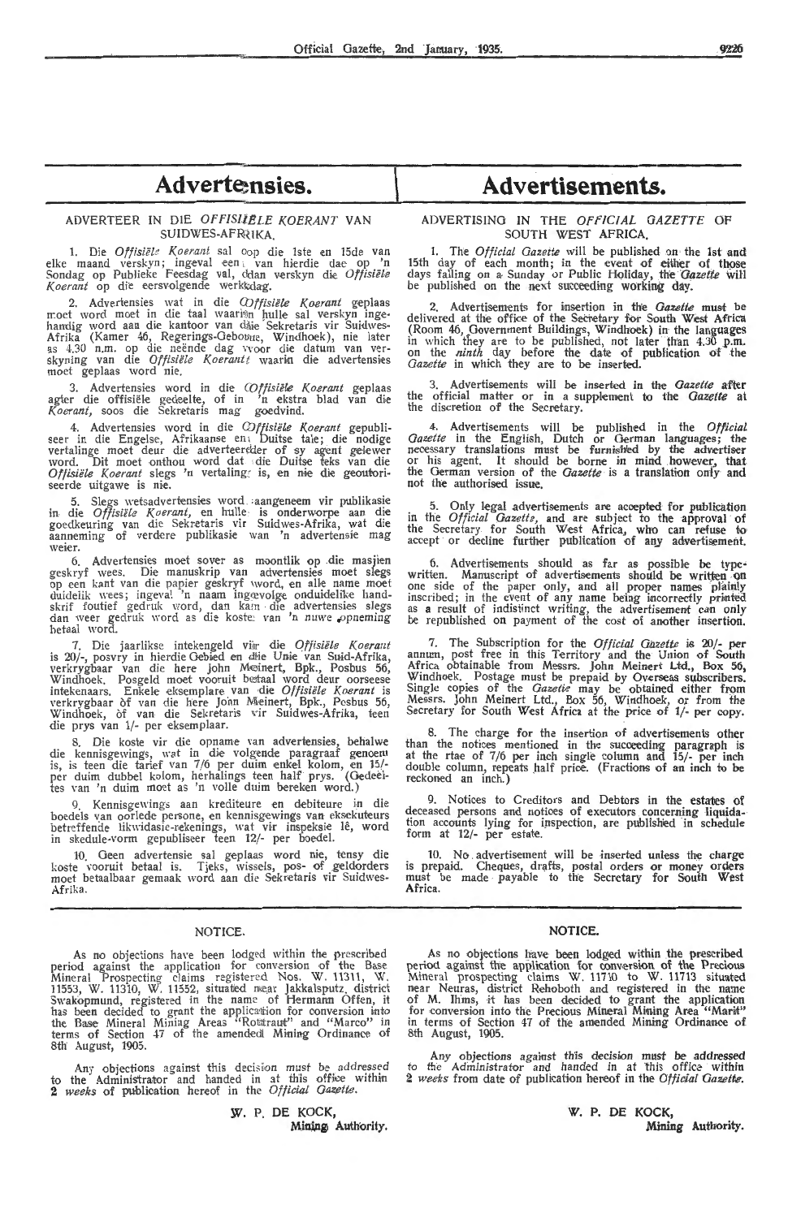# Advertensies.

## ADVERTEER IN DIE *OFFISIëLE KOERANT* VAN SUIDWES-AFRIKA.

1. Die *Offisiële Koerant* sal op die 1ste en 15de van elke maand verskyn; ingeval een van hierdie dae op 'n Sondag op Publieke Feesdag val, dan verskyn die *Offisiële Koerant* op die eersvolgende werkdag.

2. Advertensies wat in die *Offisiële Koerant* geplaas moet word moet in die taal waarin hulle sal verskyn ingehandig word aan die kantoor van die Sekretaris vir Suidwes-Afrika (Kamer 46, Regerings-Geboue, Windhoek), nie later as 4.30 n.m. op die neënde dag voor die datum van verskyning van die *Offisiële Koerant* waarin die advertensies moet geplaas word nie.

3. Advertensies word in die *Offisiële Koerant* geplaas agter die offisiële gedeelte, of in 'n ekstra blad van die *Koerant*, soos die Sekretaris mag goedvind.

4. Advertensies word in die *Offisiële Koerant* gepubliseer in die Engelse, Afrikaanse en Duitse tale; die nodige vertalinge moet deur die adverteerder of sy agent gelewer word. Dit moet onthou word dat die Duitse teks van die *Offisiële Koerant* slegs 'n vertaling is, en nie die geoutoriseerde uitgawe is nie.

5. Slegs wetsadvertensies word aangeneem vir publikasie in die *Offisiële Koerant*, en hulle is onderworpe aan die goedkeuring van die Sekretaris vir Suidwes-Afrika, wat die aanneming of verdere publikasie van 'n advertensie mag weier.

6. Advertensies moet sover as moontlik op die masjien geskryf wees. Die manuskrip van advertensies moet slegs op een kant van die papier geskryf word, en alle name moet duidelik wees; ingeval 'n naam ingevolge onduidelike handskrif foutief gedruk word, dan kan die advertensies slegs dan weer gedruk word as die koste van 'n nuwe opneming betaal word.

7. Die jaarlikse intekengeld vir die *Offisiële Koerant* is 20/-, posvry in hierdie Gebied en die Unie van Suid-Afrika, verkrygbaar van die here John Meinert, Bpk., Posbus 56, Windhoek. Posgeld moet vooruit betaal word deur oorseese intekenaars. Enkele eksemplare van die *Offisiële Koerant* is verkrygbaar òf van die here John Meinert, Bpk., Posbus 56, Windhoek, òf van die Sekretaris vir Suidwes-Afrika, teen die prys van 1/- per eksemplaar.

8. Die koste vir die opname van advertensies, behalwe die kennisgewings, wat in die volgende paragraaf genoem is, is teen die tarief van 7/6 per duim enkel kolom, en 15/- per duim dubbel kolom, herhalings teen half prys. (Gedeeltes van 'n duim moet as 'n volle duim bereken word.)

9. Kennisgewings aan krediteure en debiteure in die boedels van oorlede persone, en kennisgewings van eksekuteurs betreffende likwidasie-rekenings, wat vir inspeksie lê, word in skedule-vorm gepubliseer teen 12/- per boedel.

10. Geen advertensie sal geplaas word nie, tensy die koste vooruit betaal is. Tjeks, wissels, pos- of geldorders moet betaalbaar gemaak word aan die Sekretaris vir Suidwes-Afrika.

# Advertisements.

## ADVERTISING IN THE *OFFICIAL GAZETTE* OF SOUTH WEST AFRICA.

1. The *Official Gazette* will be published on the 1st and 15th day of each month; in the event of either of those days falling on a Sunday or Public Holiday, the *Gazette* will be published on the next succeeding working day.

2. Advertisements for insertion in the *Gazette* must be delivered at the office of the Secretary for South West Africa (Room 46, Government Buildings, Windhoek) in the languages in which they are to be published, not later than 4.30 p.m. on the *ninth* day before the date of publication of the *Gazette* in which they are to be inserted.

3. Advertisements will be inserted in the *Gazette* after the official matter or in a supplement to the *Gazette* at the discretion of the Secretary.

4. Advertisements will be published in the *Official Gazette* in the English, Dutch or German languages; the necessary translations must be furnished by the advertiser or his agent. It should be borne in mind however, that the German version of the *Gazette* is a translation only and not the authorised issue.

5. Only legal advertisements are accepted for publication in the *Official Gazette*, and are subject to the approval of the Secretary for South West Africa, who can refuse to accept or decline further publication of any advertisement.

6. Advertisements should as far as possible be typewritten. Manuscript of advertisements should be written on one side of the paper only, and all proper names plainly inscribed; in the event of any name being incorrectly printed as a result of indistinct writing, the advertisement can only be republished on payment of the cost of another insertion.

7. The Subscription for the *Official Gazette* is 20/- per annum, post free in this Territory and the Union of South Africa obtainable from Messrs. John Meinert Ltd., Box 56, Windhoek. Postage must be prepaid by Overseas subscribers. Single copies of the *Gazette* may be obtained either from Messrs. John Meinert Ltd., Box 56, Windhoek, or from the Secretary for South West Africa at the price of 1/- per copy.

8. The charge for the insertion of advertisements other than the notices mentioned in the succeeding paragraph is at the rtae of 7/6 per inch single column and 15/- per inch double column, repeats half price. (Fractions of an inch to be reckoned an inch.)

9. Notices to Creditors and Debtors in the estates of deceased persons and notices of executors concerning liquidation accounts lying for inspection, are published in schedule form at 12/- per estate.

10. No advertisement will be inserted unless the charge is prepaid. Cheques, drafts, postal orders or money orders must be made payable to the Secretary for South West Africa.

---

## NOTICE.

As no objections have been lodged within the prescribed period against the application for conversion of the Base Mineral Prospecting claims registered Nos. W. 11311, W. 11553, W. 11310, W. 11552, situated near Jakkalsputz, district Swakopmund, registered in the name of Hermann Offen, it has been decided to grant the application for conversion into the Base Mineral Mining Areas "Rotstraut" and "Marco" in terms of Section 47 of the amended Mining Ordinance of 8th August, 1905.

Any objections against this decision must be addressed to the Administrator and handed in at this office within *2 weeks* of publication hereof in the *Official Gazette*.

W. P. DE KOCK,
Mining Authority.

## NOTICE.

As no objections have been lodged within the prescribed period against the application for conversion of the Precious Mineral prospecting claims W. 11710 to W. 11713 situated near Neuras, district Rehoboth and registered in the name of M. Ihms, it has been decided to grant the application for conversion into the Precious Mineral Mining Area "Marit" in terms of Section 47 of the amended Mining Ordinance of 8th August, 1905.

Any objections against this decision must be addressed to the Administrator and handed in at this office within *2 weeks* from date of publication hereof in the *Official Gazette*.

W. P. DE KOCK,
Mining Authority.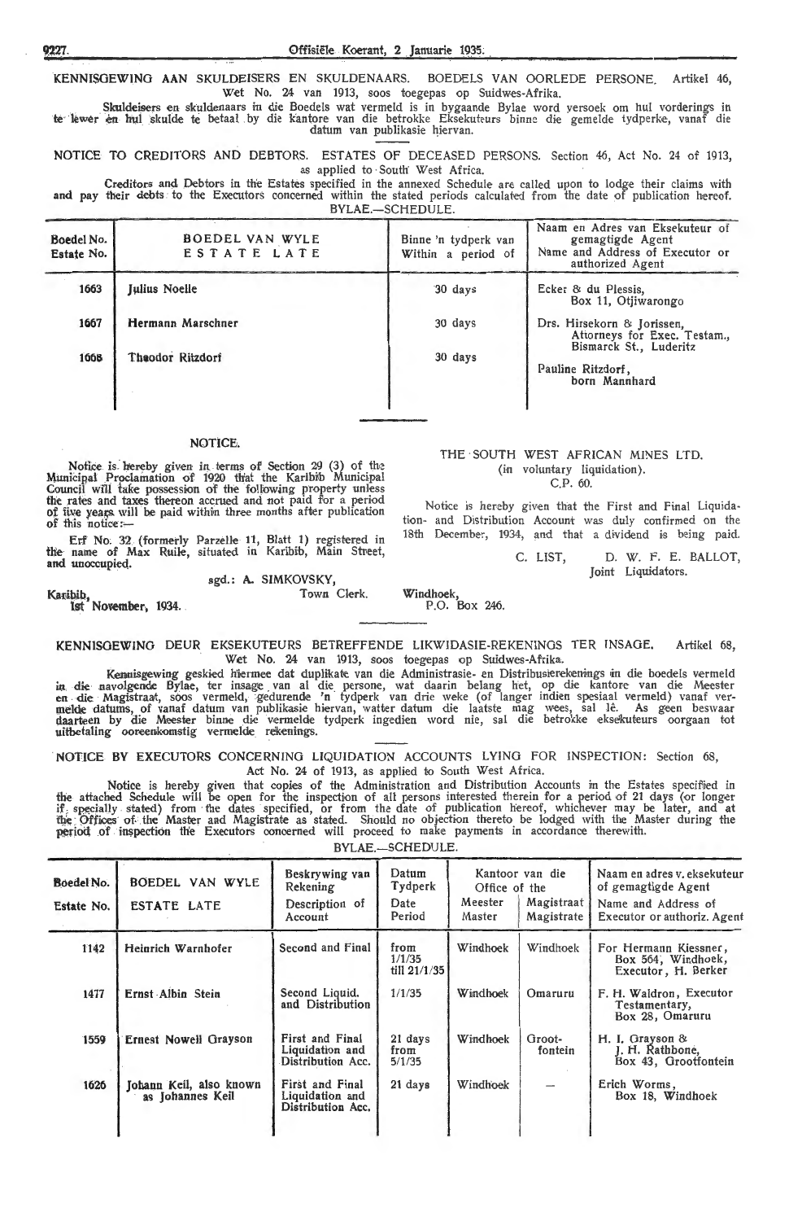KENNISGEWING AAN SKULDEISERS EN SKULDENAARS. BOEDELS VAN OORLEDE PERSONE. Artikel 46, Wet No. 24 van 1913, soos toegepas op Suidwes-Afrika.

Skuldeisers en skuldenaars in die Boedels wat vermeld is in bygaande Bylae word versoek om hul vorderings in te lewer en hul skulde te betaal by die kantore van die betrokke Eksekuteurs binne die gemelde tydperke, vanaf die datum van publikasie hiervan.

NOTICE TO CREDITORS AND DEBTORS. ESTATES OF DECEASED PERSONS. Section 46, Act No. 24 of 1913, as applied to South West Africa.

Creditors and Debtors in the Estates specified in the annexed Schedule are called upon to lodge their claims with and pay their debts to the Executors concerned within the stated periods calculated from the date of publication hereof.

BYLAE.—SCHEDULE.

| Boedel No. Estate No. | BOEDEL VAN WYLE ESTATE LATE | Binne 'n tydperk van Within a period of | Naam en Adres van Eksekuteur of gemagtigde Agent Name and Address of Executor or authorized Agent |
|---|---|---|---|
| 1663 | Julius Noelle | 30 days | Ecker & du Plessis, Box 11, Otjiwarongo |
| 1667 | Hermann Marschner | 30 days | Drs. Hirsekorn & Jorissen, Attorneys for Exec. Testam., Bismarck St., Luderitz |
| 1668 | Theodor Ritzdorf | 30 days | Pauline Ritzdorf, born Mannhard |

NOTICE.

Notice is hereby given in terms of Section 29 (3) of the Municipal Proclamation of 1920 that the Karibib Municipal Council will take possession of the following property unless the rates and taxes thereon accrued and not paid for a period of five years will be paid within three months after publication of this notice:—

Erf No. 32 (formerly Parzelle 11, Blatt 1) registered in the name of Max Ruile, situated in Karibib, Main Street, and unoccupied.

sgd.: A. SIMKOVSKY,
Town Clerk.

Karibib,
1st November, 1934.

THE SOUTH WEST AFRICAN MINES LTD.
(in voluntary liquidation).
C.P. 60.

Notice is hereby given that the First and Final Liquidation- and Distribution Account was duly confirmed on the 18th December, 1934, and that a dividend is being paid.

C. LIST, D. W. F. E. BALLOT,
Joint Liquidators.

Windhoek,
P.O. Box 246.

KENNISGEWING DEUR EKSEKUTEURS BETREFFENDE LIKWIDASIE-REKENINGS TER INSAGE. Artikel 68, Wet No. 24 van 1913, soos toegepas op Suidwes-Afrika.

Kennisgewing geskied hiermee dat duplikate van die Administrasie- en Distribusierekenings in die boedels vermeld in die navolgende Bylae, ter insage van al die persone, wat daarin belang het, op die kantore van die Meester en die Magistraat, soos vermeld, gedurende 'n tydperk van drie weke (of langer indien spesiaal vermeld) vanaf vermelde datums, of vanaf datum van publikasie hiervan, watter datum die laatste mag wees, sal lê. As geen beswaar daarteen by die Meester binne die vermelde tydperk ingedien word nie, sal die betrokke eksekuteurs oorgaan tot uitbetaling ooreenkomstig vermelde rekenings.

NOTICE BY EXECUTORS CONCERNING LIQUIDATION ACCOUNTS LYING FOR INSPECTION: Section 68, Act No. 24 of 1913, as applied to South West Africa.

Notice is hereby given that copies of the Administration and Distribution Accounts in the Estates specified in the attached Schedule will be open for the inspection of all persons interested therein for a period of 21 days (or longer if specially stated) from the dates specified, or from the date of publication hereof, whichever may be later, and at the Offices of the Master and Magistrate as stated. Should no objection thereto be lodged with the Master during the period of inspection the Executors concerned will proceed to make payments in accordance therewith.

BYLAE.—SCHEDULE.

| Boedel No. Estate No. | BOEDEL VAN WYLE ESTATE LATE | Beskrywing van Rekening Description of Account | Datum Tydperk Date Period | Kantoor van die Office of the Meester Master | Magistraat Magistrate | Naam en adres v. eksekuteur of gemagtigde Agent Name and Address of Executor or authoriz. Agent |
|---|---|---|---|---|---|---|
| 1142 | Heinrich Warnhofer | Second and Final | from 1/1/35 till 21/1/35 | Windhoek | Windhoek | For Hermann Kiessner, Box 564, Windhoek, Executor, H. Berker |
| 1477 | Ernst Albin Stein | Second Liquid. and Distribution | 1/1/35 | Windhoek | Omaruru | F. H. Waldron, Executor Testamentary, Box 28, Omaruru |
| 1559 | Ernest Nowell Grayson | First and Final Liquidation and Distribution Acc. | 21 days from 5/1/35 | Windhoek | Grootfontein | H. I. Grayson & J. H. Rathbone, Box 43, Grootfontein |
| 1626 | Johann Keil, also known as Johannes Keil | First and Final Liquidation and Distribution Acc. | 21 days | Windhoek | — | Erich Worms, Box 18, Windhoek |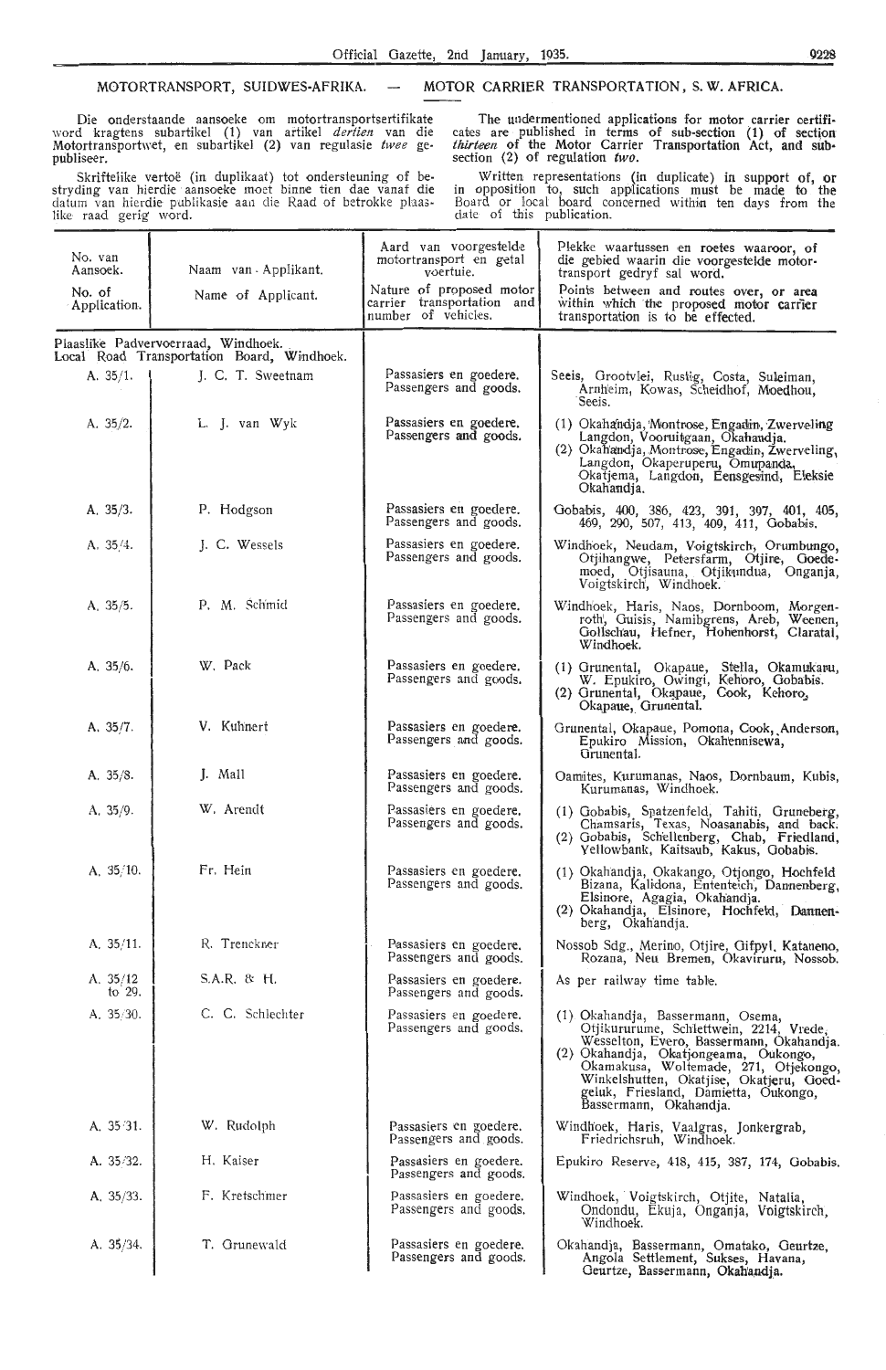## MOTORTRANSPORT, SUIDWES-AFRIKA. — MOTOR CARRIER TRANSPORTATION, S. W. AFRICA.

Die onderstaande aansoeke om motortransportsertifikate word kragtens subartikel (1) van artikel *dertien* van die Motortransportwet, en subartikel (2) van regulasie *twee* gepubliseer.

Skriftelike vertoë (in duplikaat) tot ondersteuning of bestryding van hierdie aansoeke moet binne tien dae vanaf die datum van hierdie publikasie aan die Raad of betrokke plaaslike raad gerig word.

The undermentioned applications for motor carrier certificates are published in terms of sub-section (1) of section *thirteen* of the Motor Carrier Transportation Act, and subsection (2) of regulation *two*.

Written representations (in duplicate) in support of, or in opposition to, such applications must be made to the Board or local board concerned within ten days from the date of this publication.

| No. van Aansoek. / No. of Application. | Naam van Applikant. / Name of Applicant. | Aard van voorgestelde motortransport en getal voertuie. / Nature of proposed motor carrier transportation and number of vehicles. | Plekke waartussen en roetes waaroor, of die gebied waarin die voorgestelde motortransport gedryf sal word. / Points between and routes over, or area within which the proposed motor carrier transportation is to be effected. |
|---|---|---|---|
| Plaaslike Padvervoerraad, Windhoek. Local Road Transportation Board, Windhoek. | | | |
| A. 35/1. | J. C. T. Sweetnam | Passasiers en goedere. Passengers and goods. | Seeis, Grootvlei, Rustig, Costa, Suleiman, Arnheim, Kowas, Scheidhof, Moedhou, Seeis. |
| A. 35/2. | L. J. van Wyk | Passasiers en goedere. Passengers and goods. | (1) Okahandja, Montrose, Engadin, Zwerveling Langdon, Vooruitgaan, Okahandja. (2) Okahandja, Montrose, Engadin, Zwerveling, Langdon, Okaperuperu, Omupanda, Okatjema, Langdon, Eensgesind, Eleksie Okahandja. |
| A. 35/3. | P. Hodgson | Passasiers en goedere. Passengers and goods. | Gobabis, 400, 386, 423, 391, 397, 401, 405, 469, 290, 507, 413, 409, 411, Gobabis. |
| A. 35/4. | J. C. Wessels | Passasiers en goedere. Passengers and goods. | Windhoek, Neudam, Voigtskirch, Orumbungo, Otjihangwe, Petersfarm, Otjire, Goedemoed, Otjisauna, Otjikundua, Onganja, Voigtskirch, Windhoek. |
| A. 35/5. | P. M. Schmid | Passasiers en goedere. Passengers and goods. | Windhoek, Haris, Naos, Dornboom, Morgenroth, Guisis, Namibgrens, Areb, Weenen, Gollschau, Hefner, Hohenhorst, Claratal, Windhoek. |
| A. 35/6. | W. Pack | Passasiers en goedere. Passengers and goods. | (1) Grunental, Okapaue, Stella, Okamukaru, W. Epukiro, Owingi, Kehoro, Gobabis. (2) Grunental, Okapaue, Cook, Kehoro, Okapaue, Grunental. |
| A. 35/7. | V. Kuhnert | Passasiers en goedere. Passengers and goods. | Grunental, Okapaue, Pomona, Cook, Anderson, Epukiro Mission, Okahennisewa, Grunental. |
| A. 35/8. | J. Mall | Passasiers en goedere. Passengers and goods. | Oamites, Kurumanas, Naos, Dornbaum, Kubis, Kurumanas, Windhoek. |
| A. 35/9. | W. Arendt | Passasiers en goedere. Passengers and goods. | (1) Gobabis, Spatzenfeld, Tahiti, Gruneberg, Chamsaris, Texas, Noasanabis, and back. (2) Gobabis, Schellenberg, Chab, Friedland, Yellowbank, Kaitsaub, Kakus, Gobabis. |
| A. 35/10. | Fr. Hein | Passasiers en goedere. Passengers and goods. | (1) Okahandja, Okakango, Otjongo, Hochfeld Bizana, Kalidona, Ententeich, Dannenberg, Elsinore, Agagia, Okahandja. (2) Okahandja, Elsinore, Hochfeld, Dannenberg, Okahandja. |
| A. 35/11. | R. Trenckner | Passasiers en goedere. Passengers and goods. | Nossob Sdg., Merino, Otjire, Gifpyl, Kataneno, Rozana, Neu Bremen, Okaviruru, Nossob. |
| A. 35/12 to 29. | S.A.R. & H. | Passasiers en goedere. Passengers and goods. | As per railway time table. |
| A. 35/30. | C. C. Schlechter | Passasiers en goedere. Passengers and goods. | (1) Okahandja, Bassermann, Osema, Otjikururume, Schlettwein, 2214, Vrede, Wesselton, Evero, Bassermann, Okahandja. (2) Okahandja, Okatjongeama, Oukongo, Okamakusa, Woltemade, 271, Otjekongo, Winkelshutten, Okatjise, Okatjeru, Goedgeluk, Friesland, Damietta, Oukongo, Bassermann, Okahandja. |
| A. 35/31. | W. Rudolph | Passasiers en goedere. Passengers and goods. | Windhoek, Haris, Vaalgras, Jonkergrab, Friedrichsruh, Windhoek. |
| A. 35/32. | H. Kaiser | Passasiers en goedere. Passengers and goods. | Epukiro Reserve, 418, 415, 387, 174, Gobabis. |
| A. 35/33. | F. Kretschmer | Passasiers en goedere. Passengers and goods. | Windhoek, Voigtskirch, Otjite, Natalia, Ondondu, Ekuja, Onganja, Voigtskirch, Windhoek. |
| A. 35/34. | T. Grunewald | Passasiers en goedere. Passengers and goods. | Okahandja, Bassermann, Omatako, Geurtze, Angola Settlement, Sukses, Havana, Geurtze, Bassermann, Okahandja. |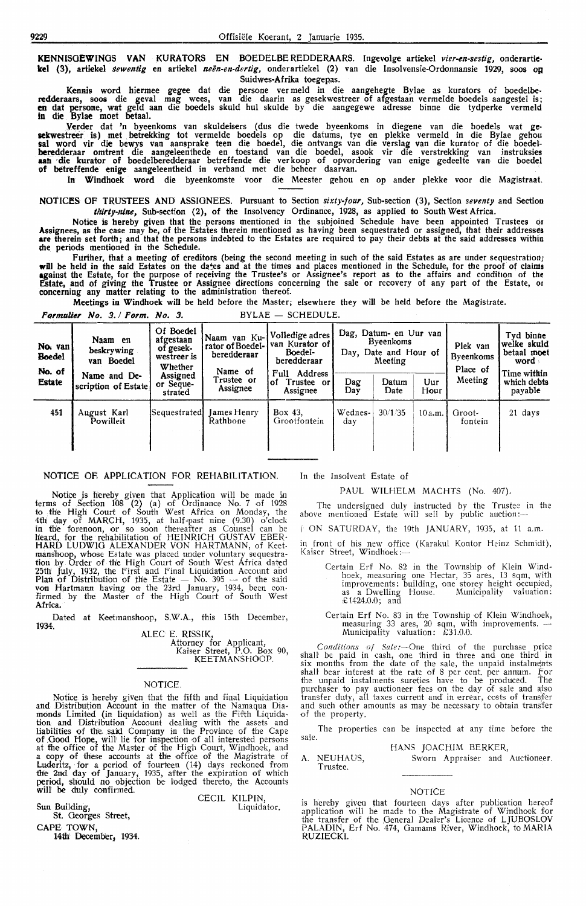**KENNISGEWINGS VAN KURATORS EN BOEDELBEREDDERAARS.** Ingevolge artiekel *vier-en-sestig,* onderartiekel (3), artiekel *sewentig* en artiekel *neën-en-dertig,* onderartiekel (2) van die Insolvensie-Ordonnansie 1929, soos op Suidwes-Afrika toegepas.

Kennis word hiermee gegee dat die persone vermeld in die aangehegte Bylae as kurators of boedelberedderaars, soos die geval mag wees, van die daarin as gesekwestreer of afgestaan vermelde boedels aangestel is; en dat persone, wat geld aan die boedels skuld hul skulde by die aangegewe adresse binne die tydperke vermeld in die Bylae moet betaal.

Verder dat 'n byeenkoms van skuldeisers (dus die twede byeenkoms in diegene van die boedels wat gesekwestreer is) met betrekking tot vermelde boedels op die datums, tye en plekke vermeld in die Bylae gehou sal word vir die bewys van aansprake teen die boedel, die ontvangs van die verslag van die kurator of die boedelberedderaar omtrent die aangeleenthede en toestand van die boedel, asook vir die verstrekking van instruksies aan die kurator of boedelberedderaar betreffende die verkoop of opvordering van enige gedeelte van die boedel of betreffende enige aangeleentheid in verband met die beheer daarvan.

In Windhoek word die byeenkomste voor die Meester gehou en op ander plekke voor die Magistraat.

**NOTICES OF TRUSTEES AND ASSIGNEES.** Pursuant to Section *sixty-four,* Sub-section (3), Section *seventy* and Section *thirty-nine,* Sub-section (2), of the Insolvency Ordinance, 1928, as applied to South West Africa.

Notice is hereby given that the persons mentioned in the subjoined Schedule have been appointed Trustees or Assignees, as the case may be, of the Estates therein mentioned as having been sequestrated or assigned, that their addresses are therein set forth; and that the persons indebted to the Estates are required to pay their debts at the said addresses within the periods mentioned in the Schedule.

Further, that a meeting of creditors (being the second meeting in such of the said Estates as are under sequestration) will be held in the said Estates on the dates and at the times and places mentioned in the Schedule, for the proof of claims against the Estate, for the purpose of receiving the Trustee's or Assignee's report as to the affairs and condition of the Estate, and of giving the Trustee or Assignee directions concerning the sale or recovery of any part of the Estate, or concerning any matter relating to the administration thereof.

Meetings in Windhoek will be held before the Master; elsewhere they will be held before the Magistrate.

*Formulier No. 3. / Form. No. 3.* BYLAE — SCHEDULE.

| No. van Boedel / No. of Estate | Naam en beskrywing van Boedel / Name and Description of Estate | Of Boedel afgestaan of gesekwestreer is / Whether Assigned or Sequestrated | Naam van Kurator of Boedelberedderaar / Name of Trustee or Assignee | Volledige adres van Kurator of Boedelberedderaar / Full Address of Trustee or Assignee | Dag, Datum- en Uur van Byeenkoms / Day, Date and Hour of Meeting | | | Plek van Byeenkoms / Place of Meeting | Tyd binne welke skuld betaal moet word / Time within which debts payable |
|---|---|---|---|---|---|---|---|---|---|
| | | | | | Dag / Day | Datum / Date | Uur / Hour | | |
| 451 | August Karl Powilleit | Sequestrated | James Henry Rathbone | Box 43, Grootfontein | Wednesday | 30/1/35 | 10 a.m. | Grootfontein | 21 days |

## NOTICE OF APPLICATION FOR REHABILITATION.

Notice is hereby given that Application will be made in terms of Section 108 (2) (a) of Ordinance No. 7 of 1928 to the High Court of South West Africa on Monday, the 4th day of MARCH, 1935, at half-past nine (9.30) o'clock in the forenoon, or so soon thereafter as Counsel can be heard, for the rehabilitation of HEINRICH GUSTAV EBERHARD LUDWIG ALEXANDER VON HARTMANN, of Keetmanshoop, whose Estate was placed under voluntary sequestration by Order of the High Court of South West Africa dated 25th July, 1932, the First and Final Liquidation Account and Plan of Distribution of the Estate — No. 395 — of the said von Hartmann having on the 23rd January, 1934, been confirmed by the Master of the High Court of South West Africa.

Dated at Keetmanshoop, S.W.A., this 15th December, 1934.

ALEC E. RISSIK,
Attorney for Applicant,
Kaiser Street, P.O. Box 90,
KEETMANSHOOP.

## NOTICE.

Notice is hereby given that the fifth and final Liquidation and Distribution Account in the matter of the Namaqua Diamonds Limited (in liquidation) as well as the Fifth Liquidation and Distribution Account dealing with the assets and liabilities of the said Company in the Province of the Cape of Good Hope, will lie for inspection of all interested persons at the office of the Master of the High Court, Windhoek, and a copy of these accounts at the office of the Magistrate of Luderitz, for a period of fourteen (14) days reckoned from the 2nd day of January, 1935, after the expiration of which period, should no objection be lodged thereto, the Accounts will be duly confirmed.

CECIL KILPIN,
Liquidator.

Sun Building,
St. Georges Street,
CAPE TOWN,
14th December, 1934.

In the Insolvent Estate of

PAUL WILHELM MACHTS (No. 407).

The undersigned duly instructed by the Trustee in the above mentioned Estate will sell by public auction:—

ON SATURDAY, the 19th JANUARY, 1935, at 11 a.m.

in front of his new office (Karakul Kontor Heinz Schmidt), Kaiser Street, Windhoek:—

> Certain Erf No. 82 in the Township of Klein Windhoek, measuring one Hectar, 35 ares, 13 sqm, with improvements: building, one storey height occupied, as a Dwelling House. Municipality valuation: £1424.0.0; and
>
> Certain Erf No. 83 in the Township of Klein Windhoek, measuring 33 ares, 20 sqm, with improvements. — Municipality valuation: £31.0.0.

*Conditions of Sale:*—One third of the purchase price shall be paid in cash, one third in three and one third in six months from the date of the sale, the unpaid instalments shall bear interest at the rate of 8 per cent. per annum. For the unpaid instalments sureties have to be produced. The purchaser to pay auctioneer fees on the day of sale and also transfer duty, all taxes current and in arrear, costs of transfer and such other amounts as may be necessary to obtain transfer of the property.

The properties can be inspected at any time before the sale.

HANS JOACHIM BERKER,
Sworn Appraiser and Auctioneer.

A. NEUHAUS,
Trustee.

## NOTICE

is hereby given that fourteen days after publication hereof application will be made to the Magistrate of Windhoek for the transfer of the General Dealer's Licence of LJUBOSLOV PALADIN, Erf No. 474, Gamams River, Windhoek, to MARIA RUZIECKI.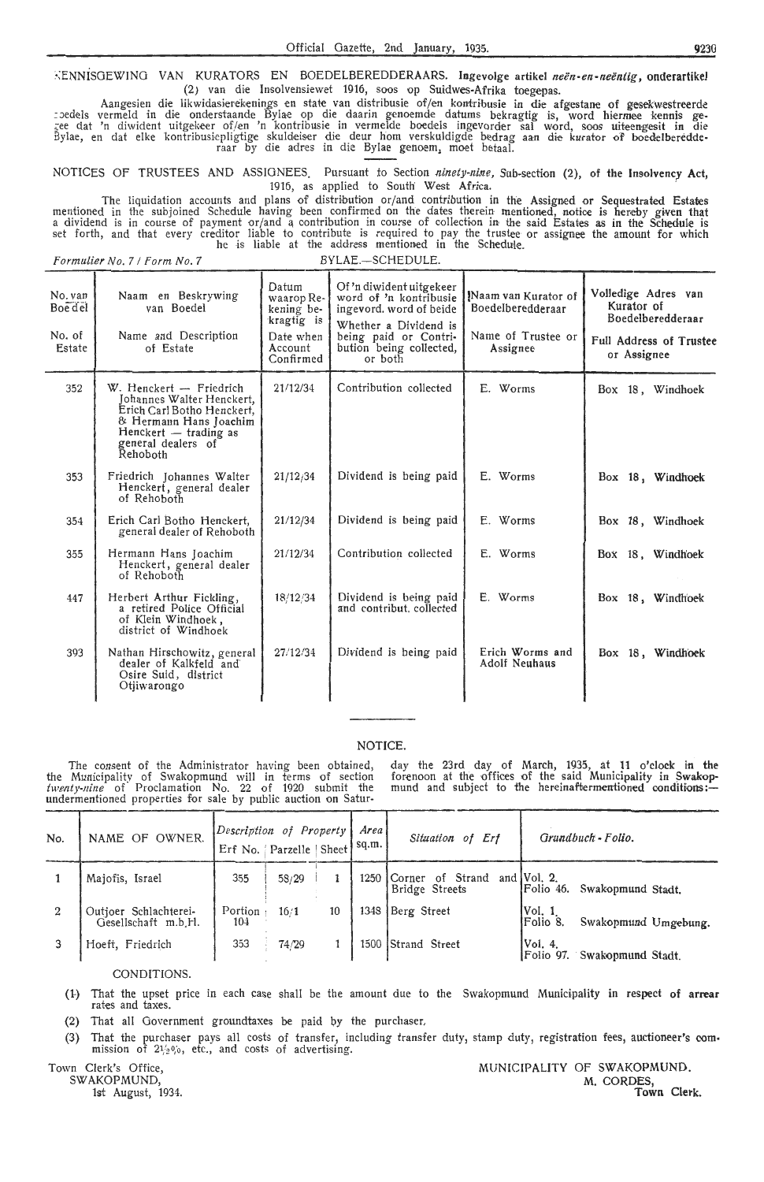KENNISGEWING VAN KURATORS EN BOEDELBEREDDERAARS. Ingevolge artikel *neën-en-neëntig*, onderartikel (2) van die Insolvensiewet 1916, soos op Suidwes-Afrika toegepas.

Aangesien die likwidasierekenings en state van distribusie of/en kontribusie in die afgestane of gesekwestreerde boedels vermeld in die onderstaande Bylae op die daarin genoemde datums bekragtig is, word hiermee kennis gegee dat 'n diwident uitgekeer of/en 'n kontribusie in vermelde boedels ingevorder sal word, soos uiteengesit in die Bylae, en dat elke kontribusiepligtige skuldeiser die deur hom verskuldigde bedrag aan die kurator of boedelberedderaar by die adres in die Bylae genoem, moet betaal.

NOTICES OF TRUSTEES AND ASSIGNEES. Pursuant to Section *ninety-nine*, Sub-section (2), of the Insolvency Act, 1916, as applied to South West Africa.

The liquidation accounts and plans of distribution or/and contribution in the Assigned or Sequestrated Estates mentioned in the subjoined Schedule having been confirmed on the dates therein mentioned, notice is hereby given that a dividend is in course of payment or/and a contribution in course of collection in the said Estates as in the Schedule is set forth, and that every creditor liable to contribute is required to pay the trustee or assignee the amount for which he is liable at the address mentioned in the Schedule.

*Formulier No. 7 / Form No. 7* BYLAE.—SCHEDULE.

| No. van Boedel<br>No. of Estate | Naam en Beskrywing van Boedel<br>Name and Description of Estate | Datum waarop Rekening bekragtig is<br>Date when Account Confirmed | Of 'n diwident uitgekeer word of 'n kontribusie ingevord. word of beide<br>Whether a Dividend is being paid or Contribution being collected, or both | Naam van Kurator of Boedelberedderaar<br>Name of Trustee or Assignee | Volledige Adres van Kurator of Boedelberedderaar<br>Full Address of Trustee or Assignee |
|---|---|---|---|---|---|
| 352 | W. Henckert — Friedrich Johannes Walter Henckert, Erich Carl Botho Henckert, & Hermann Hans Joachim Henckert — trading as general dealers of Rehoboth | 21/12/34 | Contribution collected | E. Worms | Box 18, Windhoek |
| 353 | Friedrich Johannes Walter Henckert, general dealer of Rehoboth | 21/12/34 | Dividend is being paid | E. Worms | Box 18, Windhoek |
| 354 | Erich Carl Botho Henckert, general dealer of Rehoboth | 21/12/34 | Dividend is being paid | E. Worms | Box 18, Windhoek |
| 355 | Hermann Hans Joachim Henckert, general dealer of Rehoboth | 21/12/34 | Contribution collected | E. Worms | Box 18, Windhoek |
| 447 | Herbert Arthur Fickling, a retired Police Official of Klein Windhoek, district of Windhoek | 18/12/34 | Dividend is being paid and contribut. collected | E. Worms | Box 18, Windhoek |
| 393 | Nathan Hirschowitz, general dealer of Kalkfeld and Osire Suid, district Otjiwarongo | 27/12/34 | Dividend is being paid | Erich Worms and Adolf Neuhaus | Box 18, Windhoek |

## NOTICE.

The consent of the Administrator having been obtained, the Municipality of Swakopmund will in terms of section *twenty-nine* of Proclamation No. 22 of 1920 submit the undermentioned properties for sale by public auction on Saturday the 23rd day of March, 1935, at 11 o'clock in the forenoon at the offices of the said Municipality in Swakopmund and subject to the hereinaftermentioned conditions:—

| No. | NAME OF OWNER. | Description of Property<br>Erf No. | Parzelle | Sheet | Area sq.m. | Situation of Erf | Grundbuch - Folio. |
|---|---|---|---|---|---|---|---|
| 1 | Majofis, Israel | 355 | 58/29 | 1 | 1250 | Corner of Strand and Bridge Streets | Vol. 2. Folio 46. Swakopmund Stadt. |
| 2 | Outjoer Schlachterei-Gesellschaft m.b.H. | Portion 104 | 16/1 | 10 | 1348 | Berg Street | Vol. 1. Folio 8. Swakopmund Umgebung. |
| 3 | Hoeft, Friedrich | 353 | 74/29 | 1 | 1500 | Strand Street | Vol. 4. Folio 97. Swakopmund Stadt. |

CONDITIONS.

(1) That the upset price in each case shall be the amount due to the Swakopmund Municipality in respect of arrear rates and taxes.

(2) That all Government groundtaxes be paid by the purchaser.

(3) That the purchaser pays all costs of transfer, including transfer duty, stamp duty, registration fees, auctioneer's commission of 2½%, etc., and costs of advertising.

Town Clerk's Office,
SWAKOPMUND,
1st August, 1934.

MUNICIPALITY OF SWAKOPMUND.
M. CORDES,
Town Clerk.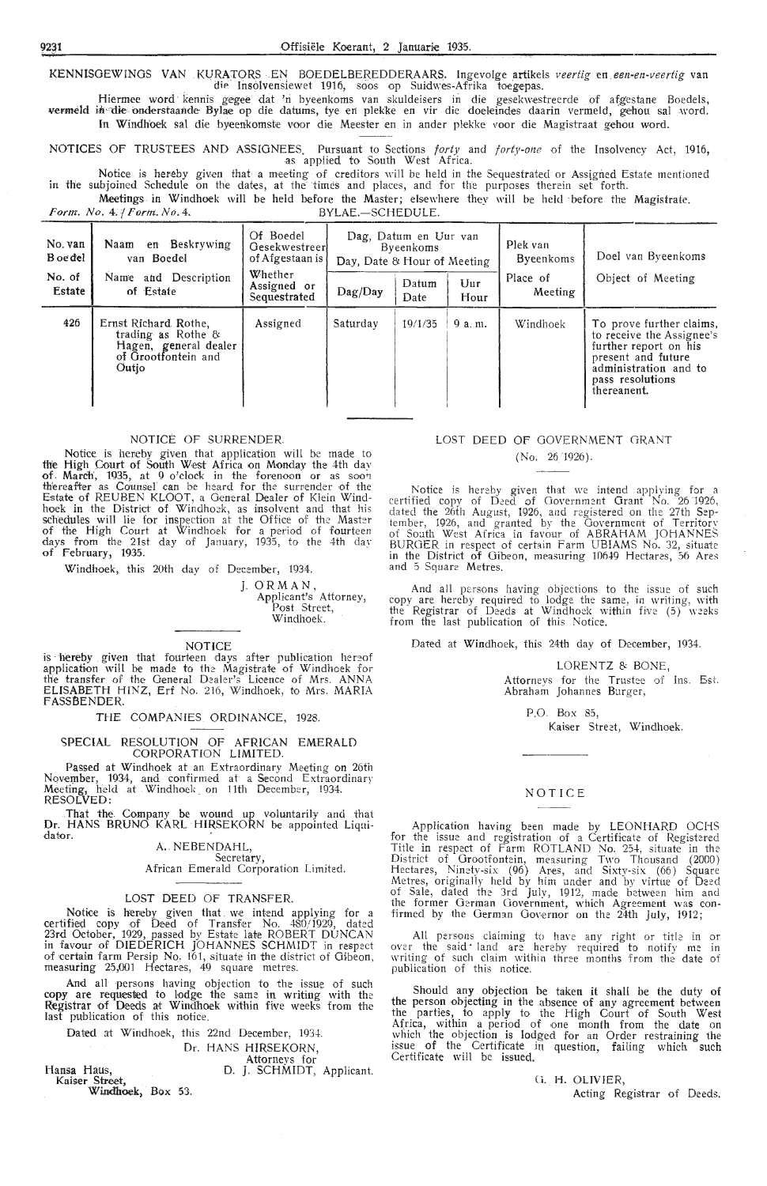KENNISGEWINGS VAN KURATORS EN BOEDELBEREDDERAARS. Ingevolge artikels *veertig* en *een-en-veertig* van die Insolvensiewet 1916, soos op Suidwes-Afrika toegepas.

Hiermee word kennis gegee dat 'n byeenkoms van skuldeisers in die gesekwestreerde of afgestane Boedels, vermeld in die onderstaande Bylae op die datums, tye en plekke en vir die doeleindes daarin vermeld, gehou sal word. In Windhoek sal die byeenkomste voor die Meester en in ander plekke voor die Magistraat gehou word.

NOTICES OF TRUSTEES AND ASSIGNEES. Pursuant to Sections *forty* and *forty-one* of the Insolvency Act, 1916, as applied to South West Africa.

Notice is hereby given that a meeting of creditors will be held in the Sequestrated or Assigned Estate mentioned in the subjoined Schedule on the dates, at the times and places, and for the purposes therein set forth.

Meetings in Windhoek will be held before the Master; elsewhere they will be held before the Magistrate.

*Form. No. 4. / Form. No. 4.* BYLAE.—SCHEDULE.

| No. van Boedel / No. of Estate | Naam en Beskrywing van Boedel / Name and Description of Estate | Of Boedel Gesekwestreer of Afgestaan is / Whether Assigned or Sequestrated | Dag, Datum en Uur van Byeenkoms / Day, Date & Hour of Meeting | | | Plek van Byeenkoms / Place of Meeting | Doel van Byeenkoms / Object of Meeting |
|---|---|---|---|---|---|---|---|
| | | | Dag/Day | Datum Date | Uur Hour | | |
| 426 | Ernst Richard Rothe, trading as Rothe & Hagen, general dealer of Grootfontein and Outjo | Assigned | Saturday | 19/1/35 | 9 a. m. | Windhoek | To prove further claims, to receive the Assignee's further report on his present and future administration and to pass resolutions thereanent. |

## NOTICE OF SURRENDER.

Notice is hereby given that application will be made to the High Court of South West Africa on Monday the 4th day of March, 1935, at 9 o'clock in the forenoon or as soon thereafter as Counsel can be heard for the surrender of the Estate of REUBEN KLOOT, a General Dealer of Klein Windhoek in the District of Windhoek, as insolvent and that his schedules will lie for inspection at the Office of the Master of the High Court at Windhoek for a period of fourteen days from the 21st day of January, 1935, to the 4th day of February, 1935.

Windhoek, this 20th day of December, 1934.

J. ORMAN,
Applicant's Attorney,
Post Street,
Windhoek.

## NOTICE

is hereby given that fourteen days after publication hereof application will be made to the Magistrate of Windhoek for the transfer of the General Dealer's Licence of Mrs. ANNA ELISABETH HINZ, Erf No. 216, Windhoek, to Mrs. MARIA FASSBENDER.

## THE COMPANIES ORDINANCE, 1928.

### SPECIAL RESOLUTION OF AFRICAN EMERALD CORPORATION LIMITED.

Passed at Windhoek at an Extraordinary Meeting on 26th November, 1934, and confirmed at a Second Extraordinary Meeting, held at Windhoek on 11th December, 1934.

RESOLVED:

That the Company be wound up voluntarily and that Dr. HANS BRUNO KARL HIRSEKORN be appointed Liquidator.

A. NEBENDAHL,
Secretary,
African Emerald Corporation Limited.

## LOST DEED OF TRANSFER.

Notice is hereby given that we intend applying for a certified copy of Deed of Transfer No. 480/1929, dated 23rd October, 1929, passed by Estate late ROBERT DUNCAN in favour of DIEDERICH JOHANNES SCHMIDT in respect of certain farm Persip No. 161, situate in the district of Gibeon, measuring 25,001 Hectares, 49 square metres.

And all persons having objection to the issue of such copy are requested to lodge the same in writing with the Registrar of Deeds at Windhoek within five weeks from the last publication of this notice.

Dated at Windhoek, this 22nd December, 1934.

Dr. HANS HIRSEKORN,
Attorneys for
D. J. SCHMIDT, Applicant.

Hansa Haus,
Kaiser Street,
Windhoek, Box 53.

## LOST DEED OF GOVERNMENT GRANT

(No. 26/1926).

Notice is hereby given that we intend applying for a certified copy of Deed of Government Grant No. 26/1926, dated the 26th August, 1926, and registered on the 27th September, 1926, and granted by the Government of Territory of South West Africa in favour of ABRAHAM JOHANNES BURGER in respect of certain Farm UBIAMS No. 32, situate in the District of Gibeon, measuring 10649 Hectares, 56 Ares and 5 Square Metres.

And all persons having objections to the issue of such copy are hereby required to lodge the same, in writing, with the Registrar of Deeds at Windhoek within five (5) weeks from the last publication of this Notice.

Dated at Windhoek, this 24th day of December, 1934.

LORENTZ & BONE,
Attorneys for the Trustee of Ins. Est.
Abraham Johannes Burger,

P.O. Box 85,
Kaiser Street, Windhoek.

## NOTICE

Application having been made by LEONHARD OCHS for the issue and registration of a Certificate of Registered Title in respect of Farm ROTLAND No. 254, situate in the District of Grootfontein, measuring Two Thousand (2000) Hectares, Ninety-six (96) Ares, and Sixty-six (66) Square Metres, originally held by him under and by virtue of Deed of Sale, dated the 3rd July, 1912, made between him and the former German Government, which Agreement was confirmed by the German Governor on the 24th July, 1912;

All persons claiming to have any right or title in or over the said land are hereby required to notify me in writing of such claim within three months from the date of publication of this notice.

Should any objection be taken it shall be the duty of the person objecting in the absence of any agreement between the parties, to apply to the High Court of South West Africa, within a period of one month from the date on which the objection is lodged for an Order restraining the issue of the Certificate in question, failing which such Certificate will be issued.

G. H. OLIVIER,
Acting Registrar of Deeds.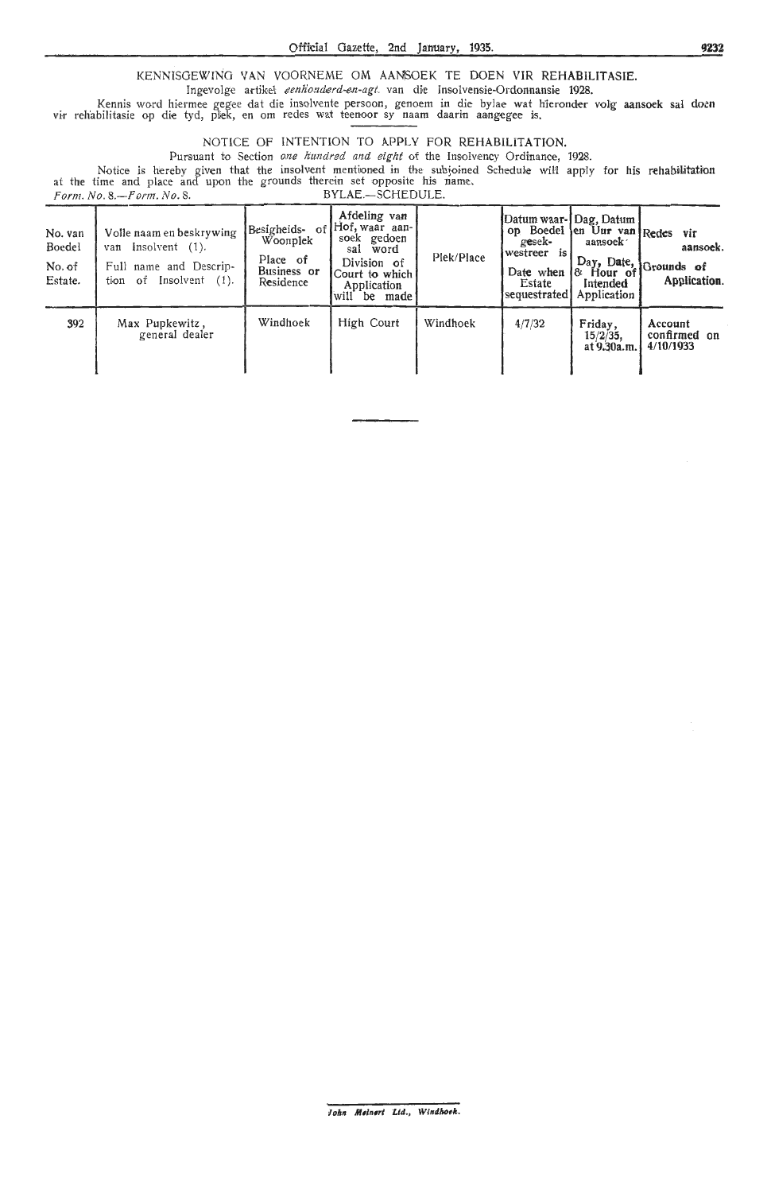## KENNISGEWING VAN VOORNEME OM AANSOEK TE DOEN VIR REHABILITASIE.

Ingevolge artikel *eenhonderd-en-agt.* van die Insolvensie-Ordonnansie 1928.

Kennis word hiermee gegee dat die insolvente persoon, genoem in die bylae wat hieronder volg aansoek sal doen vir rehabilitasie op die tyd, plek, en om redes wat teenoor sy naam daarin aangegee is.

## NOTICE OF INTENTION TO APPLY FOR REHABILITATION.

Pursuant to Section *one hundred and eight* of the Insolvency Ordinance, 1928.

Notice is hereby given that the insolvent mentioned in the subjoined Schedule will apply for his rehabilitation at the time and place and upon the grounds therein set opposite his name.

*Form. No.* 8.—*Form. No.* 8. BYLAE.—SCHEDULE.

| No. van Boedel<br>No. of Estate. | Volle naam en beskrywing van Insolvent (1).<br>Full name and Description of Insolvent (1). | Besigheids- of Woonplek<br>Place of Business or Residence | Afdeling van Hof, waar aansoek gedoen sal word<br>Division of Court to which Application will be made | Plek/Place | Datum waarop Boedel gesekwestreer is<br>Date when Estate sequestrated | Dag, Datum en Uur van aansoek<br>Day, Date, & Hour of Intended Application | Redes vir aansoek.<br>Grounds of Application. |
|---|---|---|---|---|---|---|---|
| 392 | Max Pupkewitz, general dealer | Windhoek | High Court | Windhoek | 4/7/32 | Friday, 15/2/35, at 9.30a.m. | Account confirmed on 4/10/1933 |

John Meinert Ltd., Windhoek.